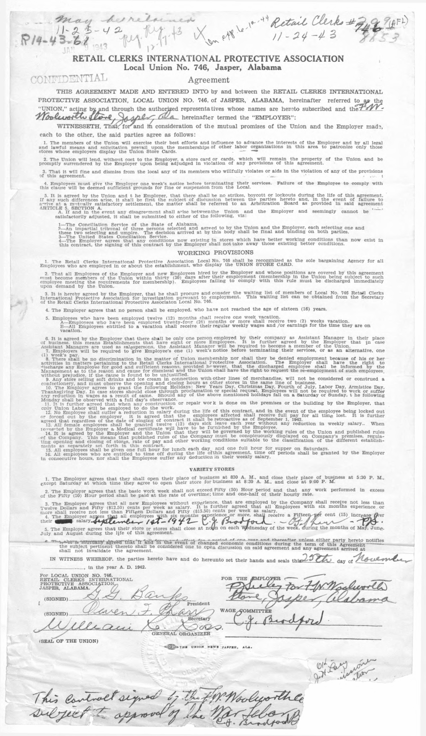May be retained

11-25-42 Reg. Reg. 12-11-43 X On app. 6-12-44

R14-43-68

JAN 9 1943

Retail Clerks #746 (AFL) 11-24-43 8853

# RETAIL CLERKS INTERNATIONAL PROTECTIVE ASSOCIATION
## Local Union No. 746, Jasper, Alabama

CONFIDENTIAL

### Agreement

THIS AGREEMENT MADE AND ENTERED INTO by and between the RETAIL CLERKS INTERNATIONAL PROTECTIVE ASSOCIATION, LOCAL UNION NO. 746, of JASPER, ALABAMA, hereinafter referred to as the "UNION," acting by and through the authorized representatives whose names are hereto subscribed and the F.W. Woolworth Store, Jasper, Ala hereinafter termed the "EMPLOYER":

WITNESSETH, That, for and in consideration of the mutual promises of the Union and the Employer made, each to the other, the said parties agree as follows:

1. The members of the Union will exercise their best efforts and influence to advance the interests of the Employer and by all legal and lawful means and solicitation prevail upon the memberships of other labor organizations in this area to patronize only those stores whose employers display the Union Store Cards.

2. The Union will lend, without cost to the Employer, a store card or cards, which will remain the property of the Union and be promptly surrendered by the Employer upon being adjudged in violation of any provisions of this agreement.

3. That it will fine and dismiss from the local any of its members who willfully violates or aids in the violation of any of the provisions of this agreement.

4. Employees must give the Employer one week's notice before terminating their services. Failure of the Employee to comply with this clause will be deemed sufficient grounds for fine or suspension from the Local.

5. It is agreed by the Union and the Employer, that there shall be no strikes, boycott or lockouts during the life of this agreement. If any such differences arise, it shall be the first the subject of discussion between the parties hereto and, in the event of failure to arrive at a mutually satisfactory settlement, the matter shall be referred to an Arbitration Board as provided in said agreement ARTICLE 5, SECTION A.

A. If and in the event any disagreement shall arise between the Union and the Employer and seemingly cannot be satisfactorily adjusted, it shall be submitted to either of the following, viz:

1—The Conciliation Service of the State of Alabama.
2—An impartial tribunal of three persons selected and agreed to by the Union and the Employer, each selecting one and these two selecting and umpire. The decision arrived at by this body shall be final and binding on both parties.
3—The United States Conciliation Service.
4—The Employer agrees that any conditions now existing in stores which have better working conditions than now exist in this contract, the signing of this contract by the Employer shall not take away those existing better conditions.

### WORKING PROVISIONS

1. The Retail Clerks International Protective Association Local No. 746 shall be recognized as the sole bargaining Agency for all Employees who are employed in or about the establishment, who display the UNION STORE CARD.

2. That all Employees of the Employer and new Employees hired by the Employer and whose positions are covered by this agreement must become members of the Union within thirty (30) days after their employment (membership in the Union being subject to such employee meeting the requirements for membership). Employees failing to comply with this rule must be discharged immediately upon demand by the Union.

3. It is hereby agreed by the Employer, that he shall procure and consder the waiting list of members of Local No. 746 Retail Clerks International Protective Association for investigation pursuant to employment. This waiting list can be obtained from the Secretary of the Retail Clerks International Protective Associaton Local No. 746.

4. The Employer agrees that no person shall be employed, who have not reached the age of sixteen (16) years.

5. Employees who have been employed twelve (12) months shall receive one week vacation.
A—Employees who have been employed twenty-four (24) months or more shall receive two (2) weeks vacation.
B—All Employees entitled to a vacation shall receive their regular weekly wages and /or earnings for the time they are on vacation.

6. It is agreed by the Employer that there shall be only one person employed by their company as Assistant Manager in their place of business, this means Establishments that have eight or more Employees. It is further agreed by the Employer that in case Assistant Managers are used as salespersons, the Assistant Manager will be required to become a member of the Union.

7. Employers will be required to give Employee's one (1) week's notice before terminating their services, or as an alternative, one (1) week's pay.

8. There shall be no discrimination in the matter of Union membership nor shall they be denied employment because of his or her activities in matters pertaining to the Retail Clerks International Protective Association. The Employer shall have the right to discharge any Employee for good and sufficient reasons, provided however, that the discharged employee shall be informed by the Management as to the reason and cause for dismissal and the Union shall have the right to request the re-employment of such employees, without prejudice, if the cause is found to be unjustified.

9. Any store selling soft drinks and ice cream in connection with other lines of merchandise, will not be considered or construed a confectionery, and must observe the opening and closing hours as other stores in the same line of business.

10. The Employer agrees to grant the following Holidays: New Years Day, Christmas Day, Fourth of July, Labor Day, Armistice Day, Thanksgiving Day. In case stores should close through proclamation or special request, Employees will not be required to work or suffer any reduction in wages as a result of same. Should any of the above mentioned holidays fall on a Saturday or Sunday, the following Monday shall be observed with a full day's observance.

11. It is further agreed that when any construction or repair work is done on the premises or the building by the Employer, that only Union Labor will be employed to do the work.

12. No Employee shall suffer a reduction in salary during the life of this contract, and in the event of the employee being locked out or forced out by the employer. It is agreed that the employees affected shall receive full pay for all time lost. It is further agreed that regardless of the date of singing of contract it shall be retroactive as of September 1, 1942.

13. All female employees shall be granted twelve (12) days sick leave each year without any reduction in weekly salary.. When requested by the Employer a Medical certificate will have to be furnished by the Employee.

14. It is agreed by the Employer and the Union that they will be governed by the working rules of the Union and published rules of the Company. This means that published rules of the Company must be conspicuously displayed on Company's premises, regulating opening and closing of stores, rate of pay and other working conditions suitable to the classification of the different establishments as separately set forth in this contract.

15. All employees shall be given one full hour for lunch each day and one full hour for supper on Saturdays.

16. All employees who are entitled to time off during the life of this agreement, time off periods shall be granted by the Employer in consecutive hours, nor shall the Employee suffer any deduction in their weekly salary.

### VARIETY STORES

1. The Employer agrees that they shall open their place of business at 8:30 A. M., and close their place of business at 5:30 P. M., except Saturday at which time they agree to open their store for business at 8:30 A. M., and close at 9:00 P. M.

2. The Employer agrees that the basic work week shall not exceed Fifty (50) Hour period and that any work performed in excess of the Fifty (50) Hour period shall be paid at the rate of overtime; time and one-half of their hourly rate.

3. The Employer agrees that all new Employees without experience, that are employed by the Company shall receive not less than Twelve Dollars and Fifty ($12.50) cents per week as salary. It is further agreed that all Employees with six months experience or more shall receive not less than Fifteen Dollars and Fifty ($15.50) cents per week as salary.

4. The Employer agrees that all employees with six months experience or more, shall receive a Fifteen per cent (15) increase over their ~~▬▬~~ salary September 1st - 1942 C.J. Bradford - B. [illegible] - P.B.

5. The Employer agrees that their store or stores shall close at noon on each Wednesday of the week, during the months of May, June, July and August during the life of this agreement.

6. The ... mutually agreed that it and in the event of changed economic conditions during the term of this Agreement the subject pertinent thereto shall be considered one to open discussion on said agreement and any agreement arrived at shall not invalidate the agreement.

IN WITNESS WHEREOF, the parties hereto have and do hereunto set their hands and seals this 25th day of November, in the year A. D. 1942.

For LOCAL UNION NO. 746, RETAIL CLERKS INTERNATIONAL PROTECTIVE ASSOCIATION, JASPER, ALABAMA.

(SIGNED) G. G. Banks, President

(SIGNED) Owen F. Barr, Secretary

William R. Ross, GENERAL ORGANIZER

(SEAL OF THE UNION)

FOR THE EMPLOYER
P. Seeley for F.W. Woolworth Store, Jasper, Alabama

WAGE COMMITTEE
C.J. Bradford

THE UNION NEWS JASPER, ALA.

OK J.H. Lacy Commissioner

This contract signed by the F.W. Woolworth Co subject to approval of The War Labor B
C.J. Bradford B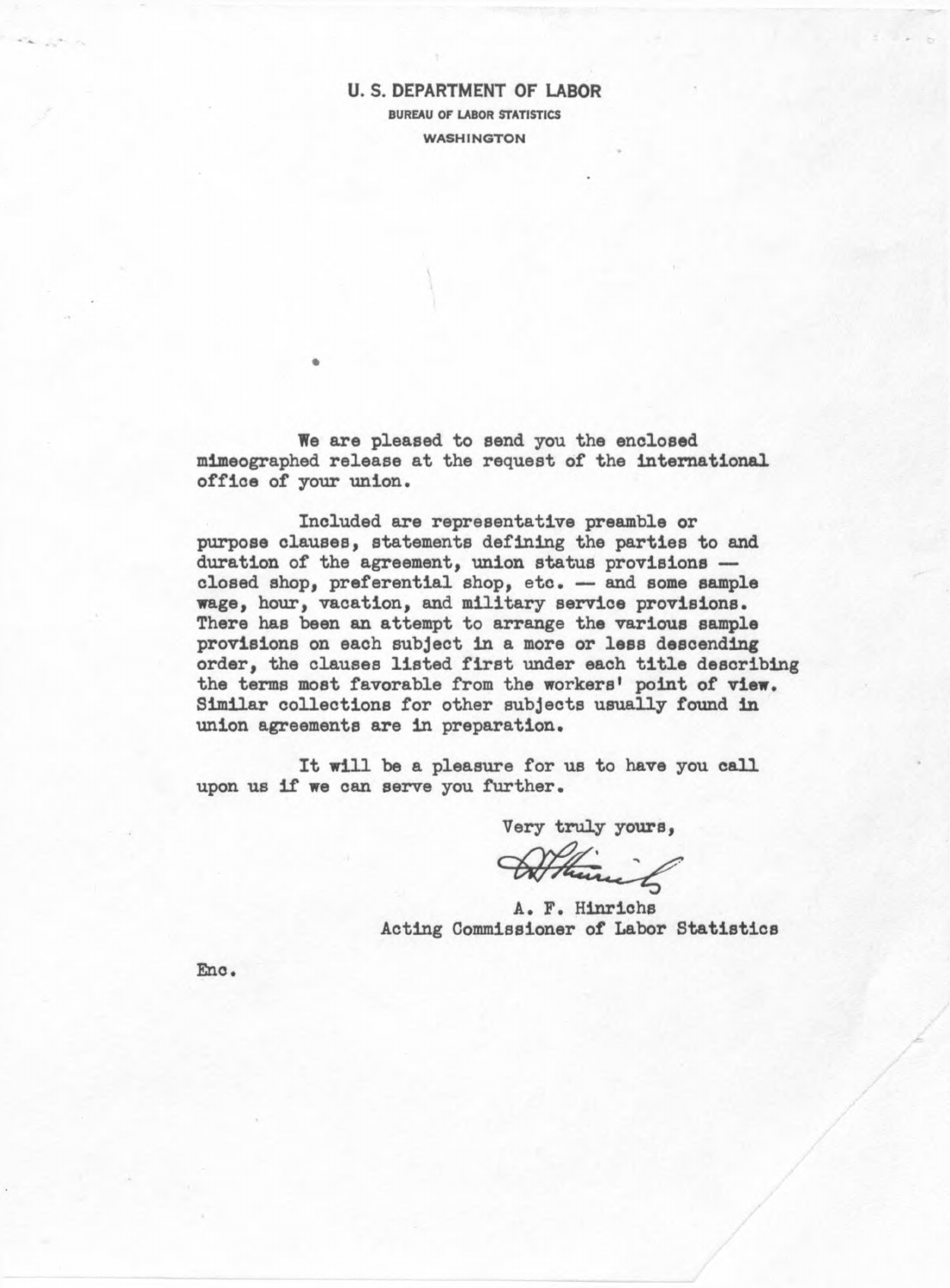**U. S. DEPARTMENT OF LABOR**
BUREAU OF LABOR STATISTICS
WASHINGTON

We are pleased to send you the enclosed mimeographed release at the request of the international office of your union.

Included are representative preamble or purpose clauses, statements defining the parties to and duration of the agreement, union status provisions — closed shop, preferential shop, etc. — and some sample wage, hour, vacation, and military service provisions. There has been an attempt to arrange the various sample provisions on each subject in a more or less descending order, the clauses listed first under each title describing the terms most favorable from the workers' point of view. Similar collections for other subjects usually found in union agreements are in preparation.

It will be a pleasure for us to have you call upon us if we can serve you further.

Very truly yours,

A. F. Hinrichs
Acting Commissioner of Labor Statistics

Enc.